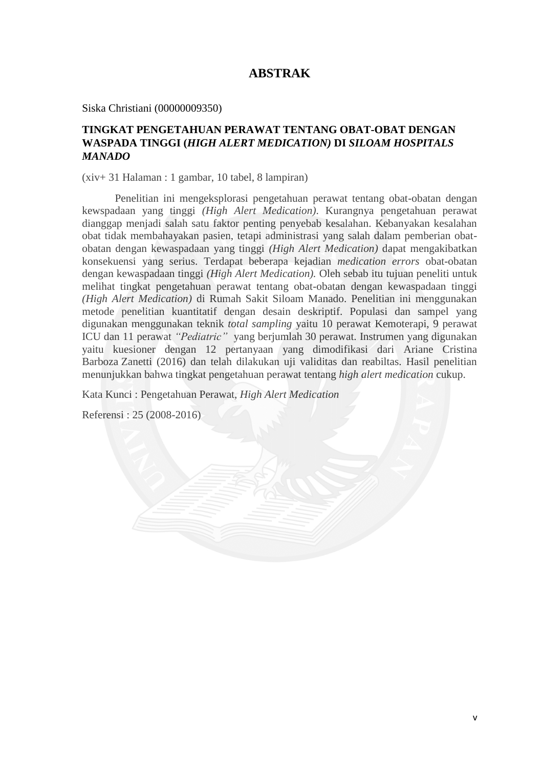# ABSTRAK

Siska Christiani (00000009350)

**TINGKAT PENGETAHUAN PERAWAT TENTANG OBAT-OBAT DENGAN WASPADA TINGGI (*HIGH ALERT MEDICATION*) DI *SILOAM HOSPITALS MANADO***

(xiv+ 31 Halaman : 1 gambar, 10 tabel, 8 lampiran)

Penelitian ini mengeksplorasi pengetahuan perawat tentang obat-obatan dengan kewspadaan yang tinggi *(High Alert Medication)*. Kurangnya pengetahuan perawat dianggap menjadi salah satu faktor penting penyebab kesalahan. Kebanyakan kesalahan obat tidak membahayakan pasien, tetapi administrasi yang salah dalam pemberian obat-obatan dengan kewaspadaan yang tinggi *(High Alert Medication)* dapat mengakibatkan konsekuensi yang serius. Terdapat beberapa kejadian *medication errors* obat-obatan dengan kewaspadaan tinggi *(High Alert Medication).* Oleh sebab itu tujuan peneliti untuk melihat tingkat pengetahuan perawat tentang obat-obatan dengan kewaspadaan tinggi *(High Alert Medication)* di Rumah Sakit Siloam Manado. Penelitian ini menggunakan metode penelitian kuantitatif dengan desain deskriptif. Populasi dan sampel yang digunakan menggunakan teknik *total sampling* yaitu 10 perawat Kemoterapi, 9 perawat ICU dan 11 perawat *"Pediatric"* yang berjumlah 30 perawat. Instrumen yang digunakan yaitu kuesioner dengan 12 pertanyaan yang dimodifikasi dari Ariane Cristina Barboza Zanetti (2016) dan telah dilakukan uji validitas dan reabiltas. Hasil penelitian menunjukkan bahwa tingkat pengetahuan perawat tentang *high alert medication* cukup.

Kata Kunci : Pengetahuan Perawat, *High Alert Medication*

Referensi : 25 (2008-2016)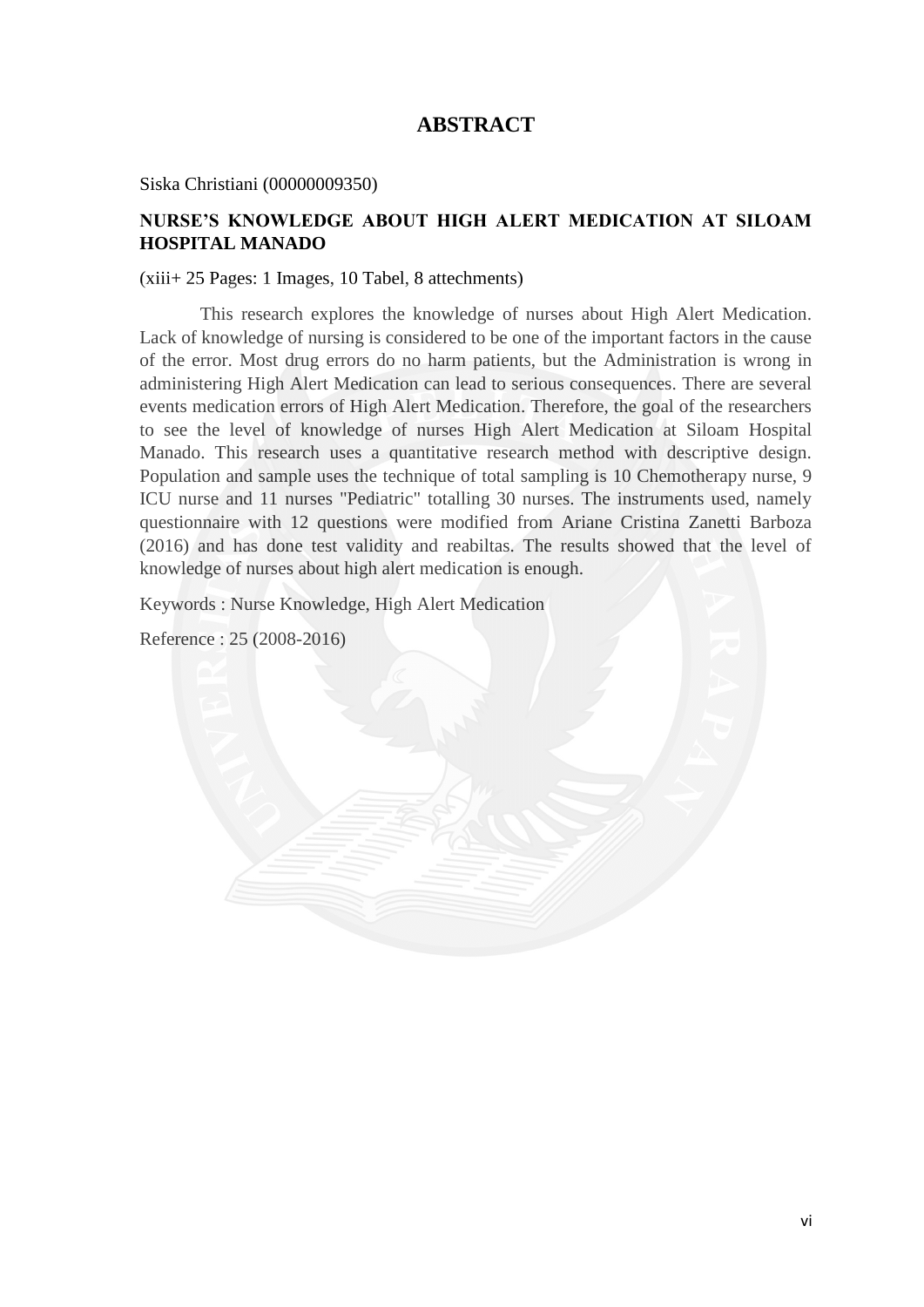# ABSTRACT

Siska Christiani (00000009350)

**NURSE'S KNOWLEDGE ABOUT HIGH ALERT MEDICATION AT SILOAM HOSPITAL MANADO**

(xiii+ 25 Pages: 1 Images, 10 Tabel, 8 attechments)

This research explores the knowledge of nurses about High Alert Medication. Lack of knowledge of nursing is considered to be one of the important factors in the cause of the error. Most drug errors do no harm patients, but the Administration is wrong in administering High Alert Medication can lead to serious consequences. There are several events medication errors of High Alert Medication. Therefore, the goal of the researchers to see the level of knowledge of nurses High Alert Medication at Siloam Hospital Manado. This research uses a quantitative research method with descriptive design. Population and sample uses the technique of total sampling is 10 Chemotherapy nurse, 9 ICU nurse and 11 nurses "Pediatric" totalling 30 nurses. The instruments used, namely questionnaire with 12 questions were modified from Ariane Cristina Zanetti Barboza (2016) and has done test validity and reabiltas. The results showed that the level of knowledge of nurses about high alert medication is enough.

Keywords : Nurse Knowledge, High Alert Medication

Reference : 25 (2008-2016)